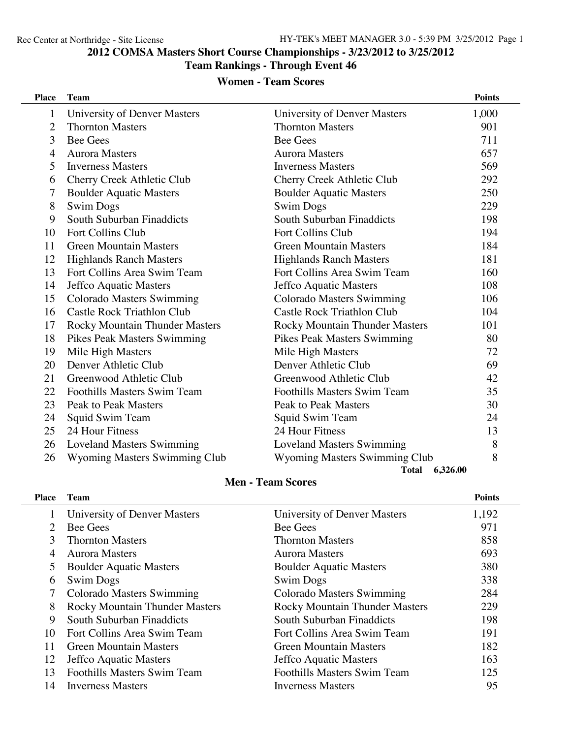## 2012 COMSA Masters Short Course Championships - 3/23/2012 to 3/25/2012

### Team Rankings - Through Event 46

#### Women - Team Scores

| Place | Team | | Points |
|---|---|---|---|
| 1 | University of Denver Masters | University of Denver Masters | 1,000 |
| 2 | Thornton Masters | Thornton Masters | 901 |
| 3 | Bee Gees | Bee Gees | 711 |
| 4 | Aurora Masters | Aurora Masters | 657 |
| 5 | Inverness Masters | Inverness Masters | 569 |
| 6 | Cherry Creek Athletic Club | Cherry Creek Athletic Club | 292 |
| 7 | Boulder Aquatic Masters | Boulder Aquatic Masters | 250 |
| 8 | Swim Dogs | Swim Dogs | 229 |
| 9 | South Suburban Finaddicts | South Suburban Finaddicts | 198 |
| 10 | Fort Collins Club | Fort Collins Club | 194 |
| 11 | Green Mountain Masters | Green Mountain Masters | 184 |
| 12 | Highlands Ranch Masters | Highlands Ranch Masters | 181 |
| 13 | Fort Collins Area Swim Team | Fort Collins Area Swim Team | 160 |
| 14 | Jeffco Aquatic Masters | Jeffco Aquatic Masters | 108 |
| 15 | Colorado Masters Swimming | Colorado Masters Swimming | 106 |
| 16 | Castle Rock Triathlon Club | Castle Rock Triathlon Club | 104 |
| 17 | Rocky Mountain Thunder Masters | Rocky Mountain Thunder Masters | 101 |
| 18 | Pikes Peak Masters Swimming | Pikes Peak Masters Swimming | 80 |
| 19 | Mile High Masters | Mile High Masters | 72 |
| 20 | Denver Athletic Club | Denver Athletic Club | 69 |
| 21 | Greenwood Athletic Club | Greenwood Athletic Club | 42 |
| 22 | Foothills Masters Swim Team | Foothills Masters Swim Team | 35 |
| 23 | Peak to Peak Masters | Peak to Peak Masters | 30 |
| 24 | Squid Swim Team | Squid Swim Team | 24 |
| 25 | 24 Hour Fitness | 24 Hour Fitness | 13 |
| 26 | Loveland Masters Swimming | Loveland Masters Swimming | 8 |
| 26 | Wyoming Masters Swimming Club | Wyoming Masters Swimming Club | 8 |
| | | **Total** | **6,326.00** |

#### Men - Team Scores

| Place | Team | | Points |
|---|---|---|---|
| 1 | University of Denver Masters | University of Denver Masters | 1,192 |
| 2 | Bee Gees | Bee Gees | 971 |
| 3 | Thornton Masters | Thornton Masters | 858 |
| 4 | Aurora Masters | Aurora Masters | 693 |
| 5 | Boulder Aquatic Masters | Boulder Aquatic Masters | 380 |
| 6 | Swim Dogs | Swim Dogs | 338 |
| 7 | Colorado Masters Swimming | Colorado Masters Swimming | 284 |
| 8 | Rocky Mountain Thunder Masters | Rocky Mountain Thunder Masters | 229 |
| 9 | South Suburban Finaddicts | South Suburban Finaddicts | 198 |
| 10 | Fort Collins Area Swim Team | Fort Collins Area Swim Team | 191 |
| 11 | Green Mountain Masters | Green Mountain Masters | 182 |
| 12 | Jeffco Aquatic Masters | Jeffco Aquatic Masters | 163 |
| 13 | Foothills Masters Swim Team | Foothills Masters Swim Team | 125 |
| 14 | Inverness Masters | Inverness Masters | 95 |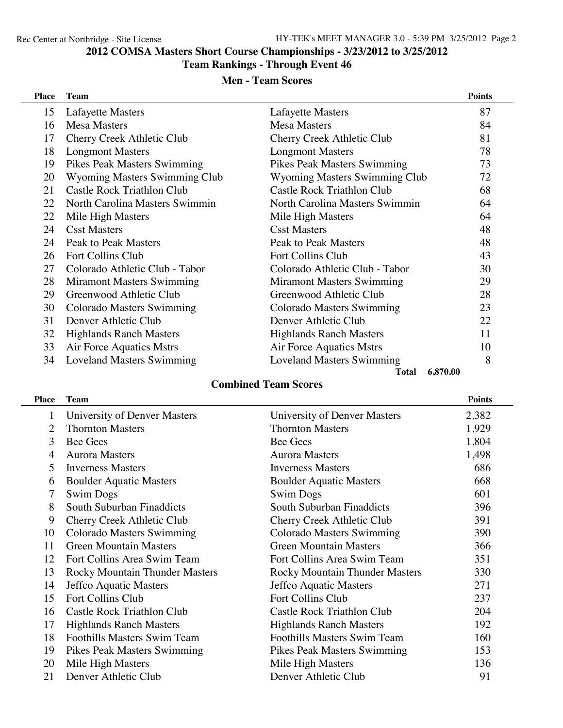## 2012 COMSA Masters Short Course Championships - 3/23/2012 to 3/25/2012

### Team Rankings - Through Event 46

### Men - Team Scores

| Place | Team | | Points |
|---|---|---|---|
| 15 | Lafayette Masters | Lafayette Masters | 87 |
| 16 | Mesa Masters | Mesa Masters | 84 |
| 17 | Cherry Creek Athletic Club | Cherry Creek Athletic Club | 81 |
| 18 | Longmont Masters | Longmont Masters | 78 |
| 19 | Pikes Peak Masters Swimming | Pikes Peak Masters Swimming | 73 |
| 20 | Wyoming Masters Swimming Club | Wyoming Masters Swimming Club | 72 |
| 21 | Castle Rock Triathlon Club | Castle Rock Triathlon Club | 68 |
| 22 | North Carolina Masters Swimmin | North Carolina Masters Swimmin | 64 |
| 22 | Mile High Masters | Mile High Masters | 64 |
| 24 | Csst Masters | Csst Masters | 48 |
| 24 | Peak to Peak Masters | Peak to Peak Masters | 48 |
| 26 | Fort Collins Club | Fort Collins Club | 43 |
| 27 | Colorado Athletic Club - Tabor | Colorado Athletic Club - Tabor | 30 |
| 28 | Miramont Masters Swimming | Miramont Masters Swimming | 29 |
| 29 | Greenwood Athletic Club | Greenwood Athletic Club | 28 |
| 30 | Colorado Masters Swimming | Colorado Masters Swimming | 23 |
| 31 | Denver Athletic Club | Denver Athletic Club | 22 |
| 32 | Highlands Ranch Masters | Highlands Ranch Masters | 11 |
| 33 | Air Force Aquatics Mstrs | Air Force Aquatics Mstrs | 10 |
| 34 | Loveland Masters Swimming | Loveland Masters Swimming | 8 |
| | | **Total** | **6,870.00** |

### Combined Team Scores

| Place | Team | | Points |
|---|---|---|---|
| 1 | University of Denver Masters | University of Denver Masters | 2,382 |
| 2 | Thornton Masters | Thornton Masters | 1,929 |
| 3 | Bee Gees | Bee Gees | 1,804 |
| 4 | Aurora Masters | Aurora Masters | 1,498 |
| 5 | Inverness Masters | Inverness Masters | 686 |
| 6 | Boulder Aquatic Masters | Boulder Aquatic Masters | 668 |
| 7 | Swim Dogs | Swim Dogs | 601 |
| 8 | South Suburban Finaddicts | South Suburban Finaddicts | 396 |
| 9 | Cherry Creek Athletic Club | Cherry Creek Athletic Club | 391 |
| 10 | Colorado Masters Swimming | Colorado Masters Swimming | 390 |
| 11 | Green Mountain Masters | Green Mountain Masters | 366 |
| 12 | Fort Collins Area Swim Team | Fort Collins Area Swim Team | 351 |
| 13 | Rocky Mountain Thunder Masters | Rocky Mountain Thunder Masters | 330 |
| 14 | Jeffco Aquatic Masters | Jeffco Aquatic Masters | 271 |
| 15 | Fort Collins Club | Fort Collins Club | 237 |
| 16 | Castle Rock Triathlon Club | Castle Rock Triathlon Club | 204 |
| 17 | Highlands Ranch Masters | Highlands Ranch Masters | 192 |
| 18 | Foothills Masters Swim Team | Foothills Masters Swim Team | 160 |
| 19 | Pikes Peak Masters Swimming | Pikes Peak Masters Swimming | 153 |
| 20 | Mile High Masters | Mile High Masters | 136 |
| 21 | Denver Athletic Club | Denver Athletic Club | 91 |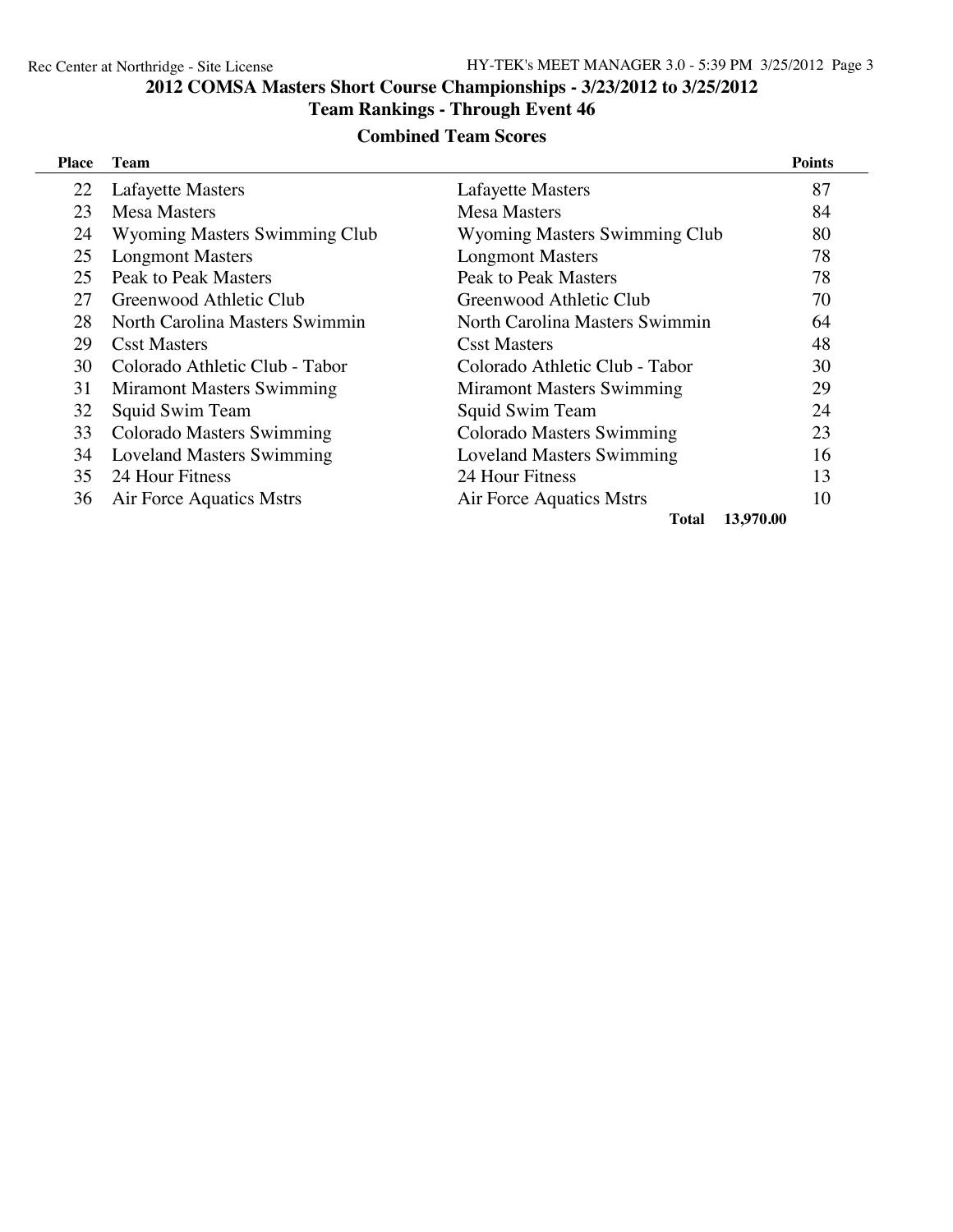## 2012 COMSA Masters Short Course Championships - 3/23/2012 to 3/25/2012

### Team Rankings - Through Event 46

### Combined Team Scores

| Place | Team | | Points |
|---|---|---|---|
| 22 | Lafayette Masters | Lafayette Masters | 87 |
| 23 | Mesa Masters | Mesa Masters | 84 |
| 24 | Wyoming Masters Swimming Club | Wyoming Masters Swimming Club | 80 |
| 25 | Longmont Masters | Longmont Masters | 78 |
| 25 | Peak to Peak Masters | Peak to Peak Masters | 78 |
| 27 | Greenwood Athletic Club | Greenwood Athletic Club | 70 |
| 28 | North Carolina Masters Swimmin | North Carolina Masters Swimmin | 64 |
| 29 | Csst Masters | Csst Masters | 48 |
| 30 | Colorado Athletic Club - Tabor | Colorado Athletic Club - Tabor | 30 |
| 31 | Miramont Masters Swimming | Miramont Masters Swimming | 29 |
| 32 | Squid Swim Team | Squid Swim Team | 24 |
| 33 | Colorado Masters Swimming | Colorado Masters Swimming | 23 |
| 34 | Loveland Masters Swimming | Loveland Masters Swimming | 16 |
| 35 | 24 Hour Fitness | 24 Hour Fitness | 13 |
| 36 | Air Force Aquatics Mstrs | Air Force Aquatics Mstrs | 10 |
| | | **Total** | **13,970.00** |